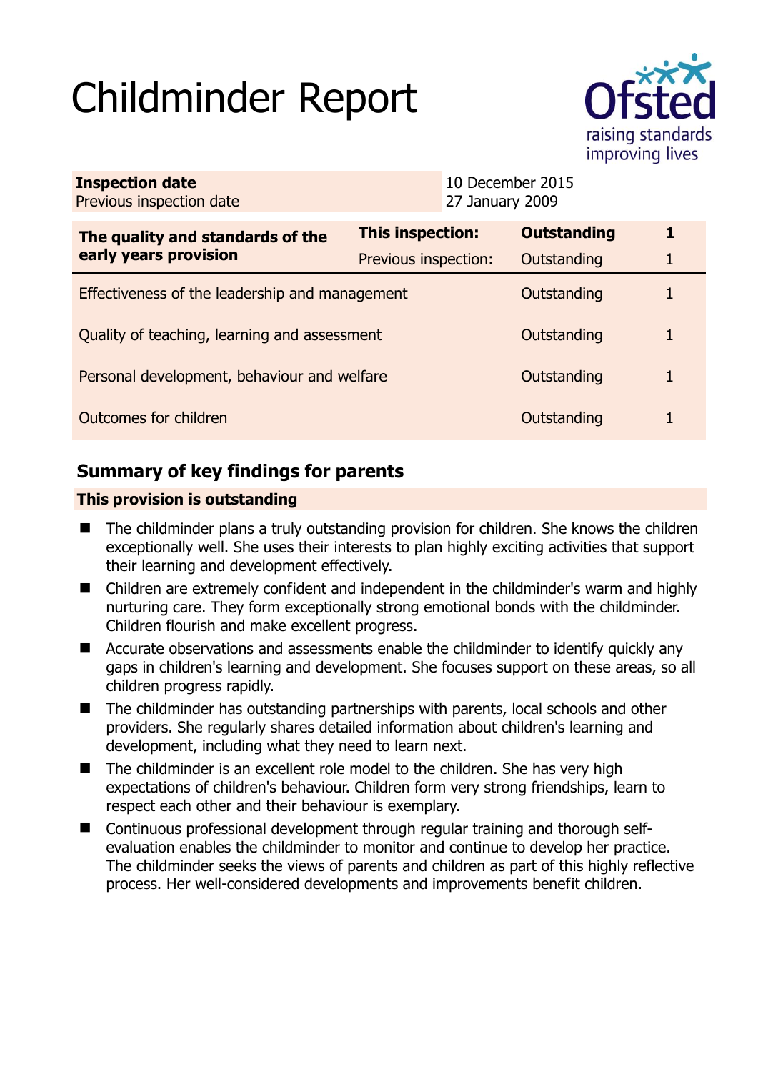# Childminder Report

Ofsted
raising standards
improving lives

| **Inspection date** | 10 December 2015 |
| --- | --- |
| Previous inspection date | 27 January 2009 |

| **The quality and standards of the early years provision** | **This inspection:** | **Outstanding** | **1** |
| --- | --- | --- | --- |
| | Previous inspection: | Outstanding | 1 |
| Effectiveness of the leadership and management | | Outstanding | 1 |
| Quality of teaching, learning and assessment | | Outstanding | 1 |
| Personal development, behaviour and welfare | | Outstanding | 1 |
| Outcomes for children | | Outstanding | 1 |

## Summary of key findings for parents

**This provision is outstanding**

- The childminder plans a truly outstanding provision for children. She knows the children exceptionally well. She uses their interests to plan highly exciting activities that support their learning and development effectively.
- Children are extremely confident and independent in the childminder's warm and highly nurturing care. They form exceptionally strong emotional bonds with the childminder. Children flourish and make excellent progress.
- Accurate observations and assessments enable the childminder to identify quickly any gaps in children's learning and development. She focuses support on these areas, so all children progress rapidly.
- The childminder has outstanding partnerships with parents, local schools and other providers. She regularly shares detailed information about children's learning and development, including what they need to learn next.
- The childminder is an excellent role model to the children. She has very high expectations of children's behaviour. Children form very strong friendships, learn to respect each other and their behaviour is exemplary.
- Continuous professional development through regular training and thorough self-evaluation enables the childminder to monitor and continue to develop her practice. The childminder seeks the views of parents and children as part of this highly reflective process. Her well-considered developments and improvements benefit children.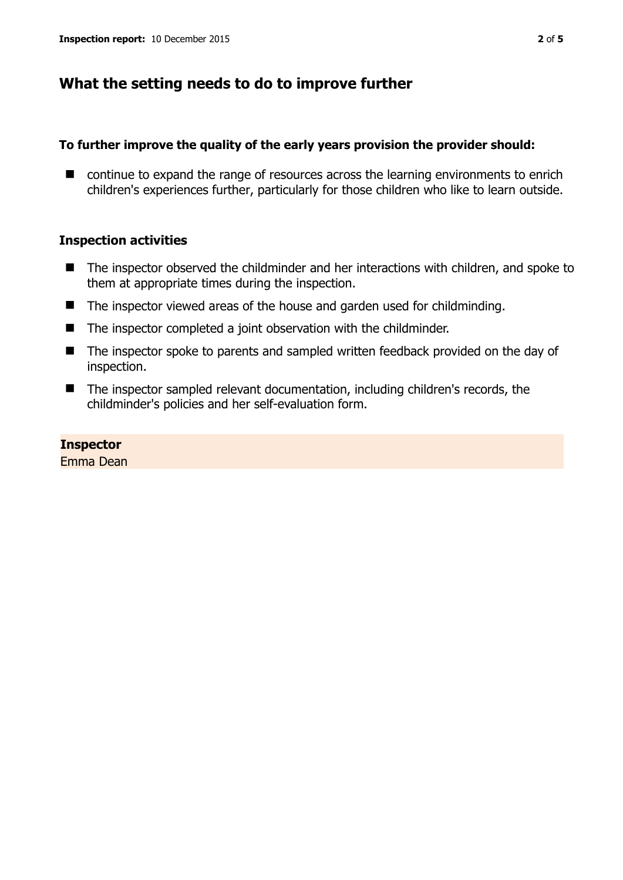## What the setting needs to do to improve further

### To further improve the quality of the early years provision the provider should:

- continue to expand the range of resources across the learning environments to enrich children's experiences further, particularly for those children who like to learn outside.

### Inspection activities

- The inspector observed the childminder and her interactions with children, and spoke to them at appropriate times during the inspection.
- The inspector viewed areas of the house and garden used for childminding.
- The inspector completed a joint observation with the childminder.
- The inspector spoke to parents and sampled written feedback provided on the day of inspection.
- The inspector sampled relevant documentation, including children's records, the childminder's policies and her self-evaluation form.

**Inspector**
Emma Dean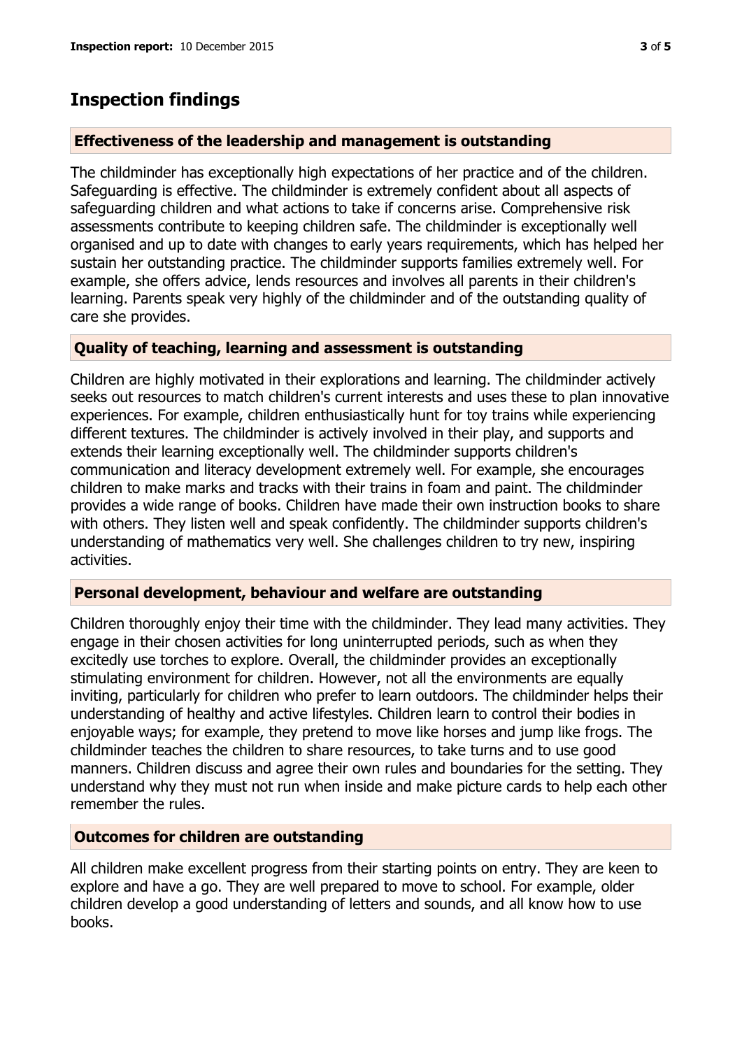## Inspection findings

### Effectiveness of the leadership and management is outstanding

The childminder has exceptionally high expectations of her practice and of the children. Safeguarding is effective. The childminder is extremely confident about all aspects of safeguarding children and what actions to take if concerns arise. Comprehensive risk assessments contribute to keeping children safe. The childminder is exceptionally well organised and up to date with changes to early years requirements, which has helped her sustain her outstanding practice. The childminder supports families extremely well. For example, she offers advice, lends resources and involves all parents in their children's learning. Parents speak very highly of the childminder and of the outstanding quality of care she provides.

### Quality of teaching, learning and assessment is outstanding

Children are highly motivated in their explorations and learning. The childminder actively seeks out resources to match children's current interests and uses these to plan innovative experiences. For example, children enthusiastically hunt for toy trains while experiencing different textures. The childminder is actively involved in their play, and supports and extends their learning exceptionally well. The childminder supports children's communication and literacy development extremely well. For example, she encourages children to make marks and tracks with their trains in foam and paint. The childminder provides a wide range of books. Children have made their own instruction books to share with others. They listen well and speak confidently. The childminder supports children's understanding of mathematics very well. She challenges children to try new, inspiring activities.

### Personal development, behaviour and welfare are outstanding

Children thoroughly enjoy their time with the childminder. They lead many activities. They engage in their chosen activities for long uninterrupted periods, such as when they excitedly use torches to explore. Overall, the childminder provides an exceptionally stimulating environment for children. However, not all the environments are equally inviting, particularly for children who prefer to learn outdoors. The childminder helps their understanding of healthy and active lifestyles. Children learn to control their bodies in enjoyable ways; for example, they pretend to move like horses and jump like frogs. The childminder teaches the children to share resources, to take turns and to use good manners. Children discuss and agree their own rules and boundaries for the setting. They understand why they must not run when inside and make picture cards to help each other remember the rules.

### Outcomes for children are outstanding

All children make excellent progress from their starting points on entry. They are keen to explore and have a go. They are well prepared to move to school. For example, older children develop a good understanding of letters and sounds, and all know how to use books.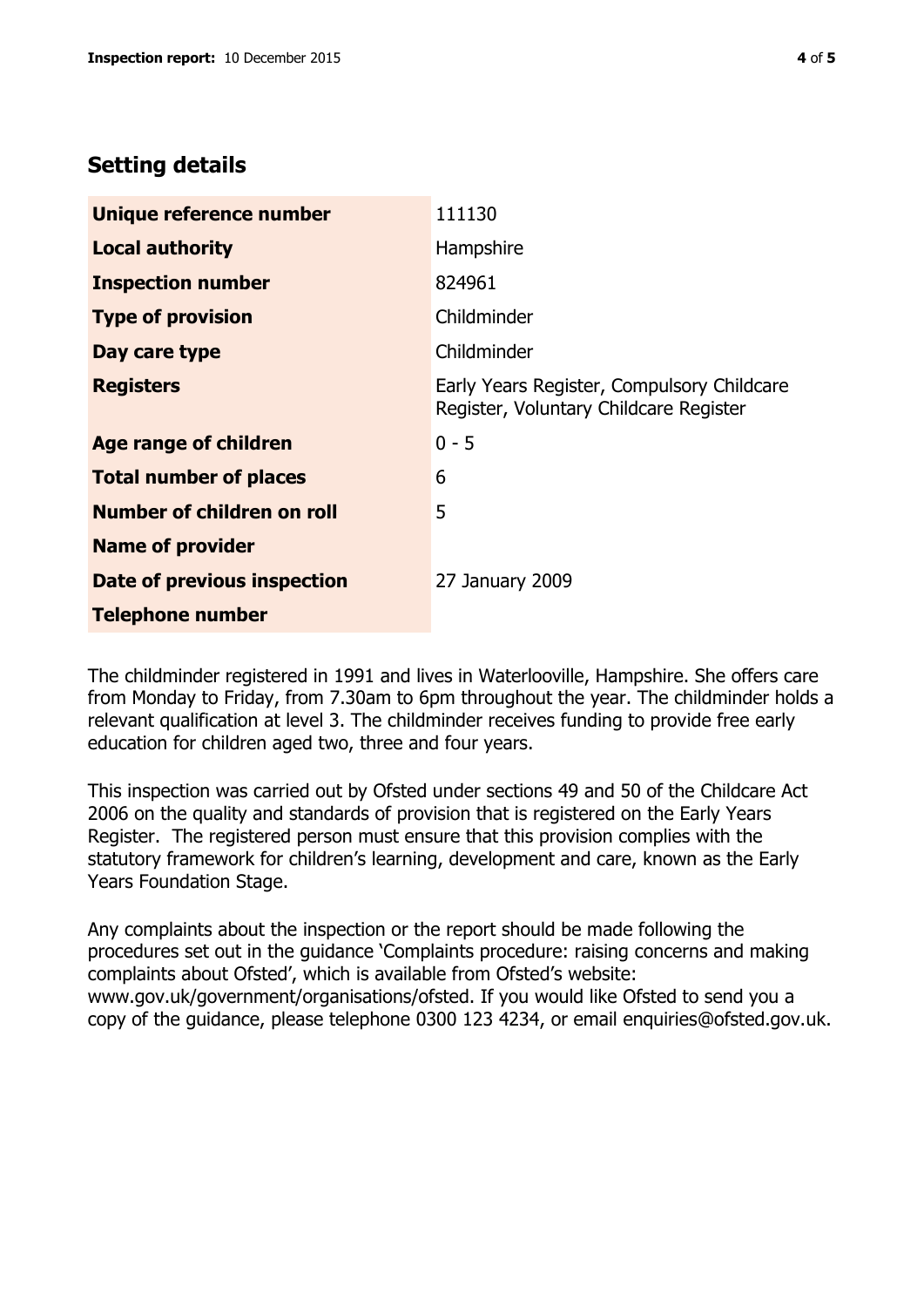## Setting details

| | |
|---|---|
| **Unique reference number** | 111130 |
| **Local authority** | Hampshire |
| **Inspection number** | 824961 |
| **Type of provision** | Childminder |
| **Day care type** | Childminder |
| **Registers** | Early Years Register, Compulsory Childcare Register, Voluntary Childcare Register |
| **Age range of children** | 0 - 5 |
| **Total number of places** | 6 |
| **Number of children on roll** | 5 |
| **Name of provider** | |
| **Date of previous inspection** | 27 January 2009 |
| **Telephone number** | |

The childminder registered in 1991 and lives in Waterlooville, Hampshire. She offers care from Monday to Friday, from 7.30am to 6pm throughout the year. The childminder holds a relevant qualification at level 3. The childminder receives funding to provide free early education for children aged two, three and four years.

This inspection was carried out by Ofsted under sections 49 and 50 of the Childcare Act 2006 on the quality and standards of provision that is registered on the Early Years Register. The registered person must ensure that this provision complies with the statutory framework for children's learning, development and care, known as the Early Years Foundation Stage.

Any complaints about the inspection or the report should be made following the procedures set out in the guidance 'Complaints procedure: raising concerns and making complaints about Ofsted', which is available from Ofsted's website: www.gov.uk/government/organisations/ofsted. If you would like Ofsted to send you a copy of the guidance, please telephone 0300 123 4234, or email enquiries@ofsted.gov.uk.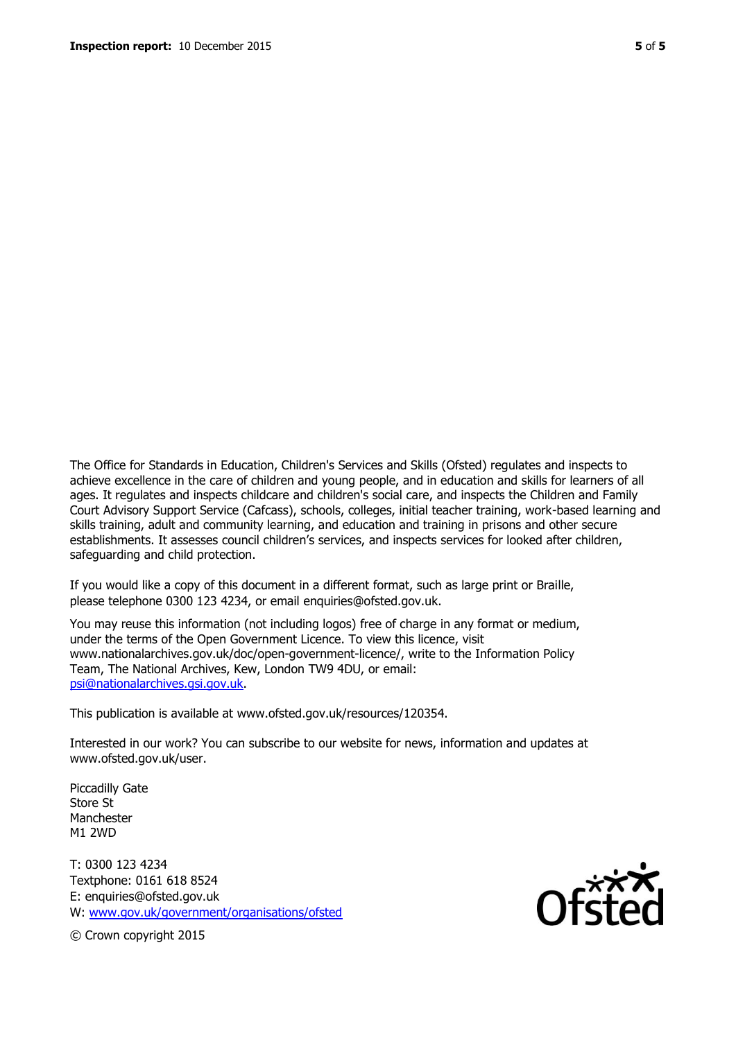The Office for Standards in Education, Children's Services and Skills (Ofsted) regulates and inspects to achieve excellence in the care of children and young people, and in education and skills for learners of all ages. It regulates and inspects childcare and children's social care, and inspects the Children and Family Court Advisory Support Service (Cafcass), schools, colleges, initial teacher training, work-based learning and skills training, adult and community learning, and education and training in prisons and other secure establishments. It assesses council children's services, and inspects services for looked after children, safeguarding and child protection.

If you would like a copy of this document in a different format, such as large print or Braille, please telephone 0300 123 4234, or email enquiries@ofsted.gov.uk.

You may reuse this information (not including logos) free of charge in any format or medium, under the terms of the Open Government Licence. To view this licence, visit www.nationalarchives.gov.uk/doc/open-government-licence/, write to the Information Policy Team, The National Archives, Kew, London TW9 4DU, or email: psi@nationalarchives.gsi.gov.uk.

This publication is available at www.ofsted.gov.uk/resources/120354.

Interested in our work? You can subscribe to our website for news, information and updates at www.ofsted.gov.uk/user.

Piccadilly Gate
Store St
Manchester
M1 2WD

T: 0300 123 4234
Textphone: 0161 618 8524
E: enquiries@ofsted.gov.uk
W: www.gov.uk/government/organisations/ofsted

© Crown copyright 2015